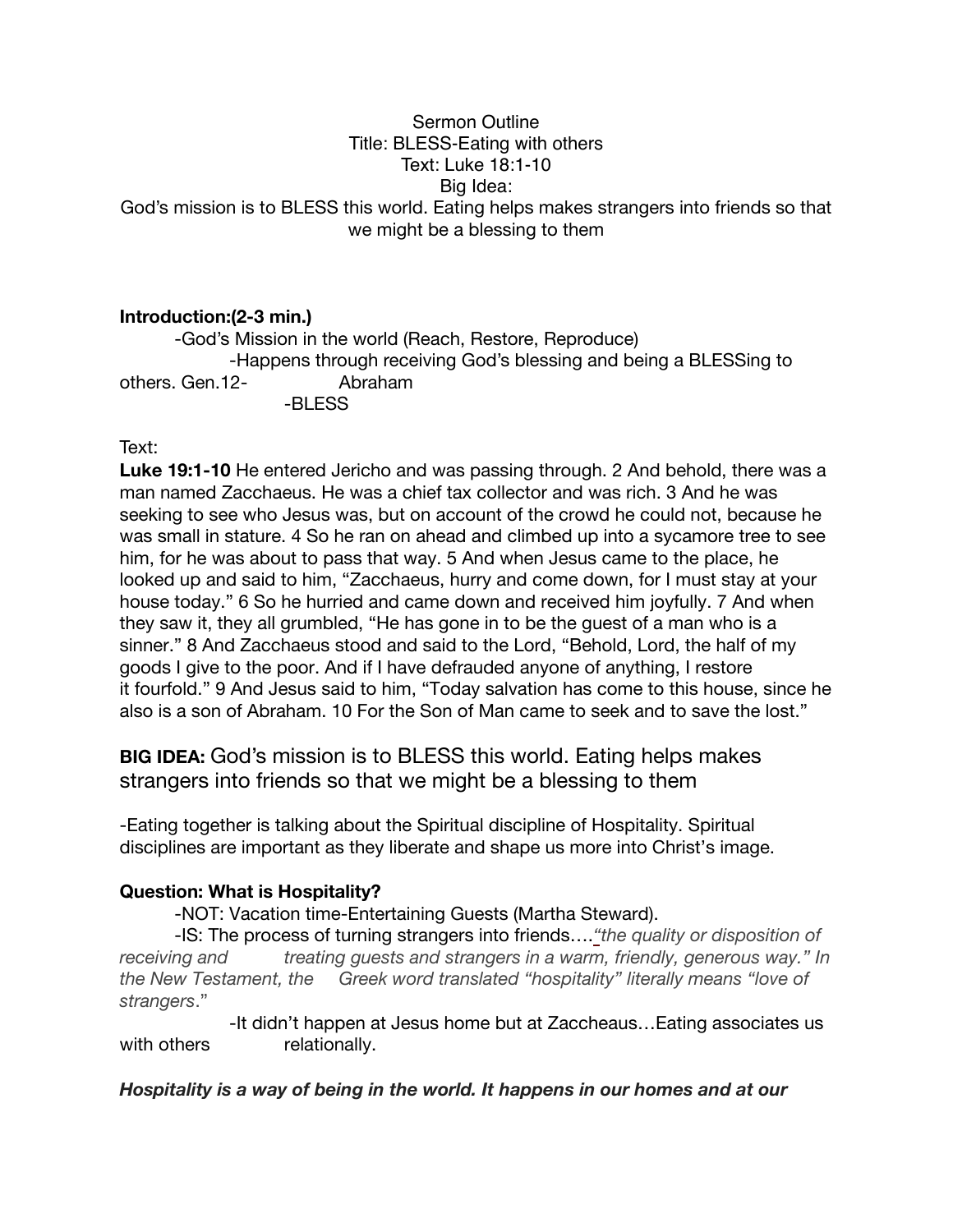Sermon Outline
Title: BLESS-Eating with others
Text: Luke 18:1-10
Big Idea:
God's mission is to BLESS this world. Eating helps makes strangers into friends so that we might be a blessing to them

**Introduction:(2-3 min.)**

-God's Mission in the world (Reach, Restore, Reproduce)

-Happens through receiving God's blessing and being a BLESSing to others. Gen.12- Abraham

-BLESS

Text:

**Luke 19:1-10** He entered Jericho and was passing through. 2 And behold, there was a man named Zacchaeus. He was a chief tax collector and was rich. 3 And he was seeking to see who Jesus was, but on account of the crowd he could not, because he was small in stature. 4 So he ran on ahead and climbed up into a sycamore tree to see him, for he was about to pass that way. 5 And when Jesus came to the place, he looked up and said to him, "Zacchaeus, hurry and come down, for I must stay at your house today." 6 So he hurried and came down and received him joyfully. 7 And when they saw it, they all grumbled, "He has gone in to be the guest of a man who is a sinner." 8 And Zacchaeus stood and said to the Lord, "Behold, Lord, the half of my goods I give to the poor. And if I have defrauded anyone of anything, I restore it fourfold." 9 And Jesus said to him, "Today salvation has come to this house, since he also is a son of Abraham. 10 For the Son of Man came to seek and to save the lost."

**BIG IDEA:** God's mission is to BLESS this world. Eating helps makes strangers into friends so that we might be a blessing to them

-Eating together is talking about the Spiritual discipline of Hospitality. Spiritual disciplines are important as they liberate and shape us more into Christ's image.

**Question: What is Hospitality?**

-NOT: Vacation time-Entertaining Guests (Martha Steward).

-IS: The process of turning strangers into friends….*"the quality or disposition of receiving and treating guests and strangers in a warm, friendly, generous way." In the New Testament, the Greek word translated "hospitality" literally means "love of strangers*."

-It didn't happen at Jesus home but at Zaccheaus…Eating associates us with others relationally.

***Hospitality is a way of being in the world. It happens in our homes and at our***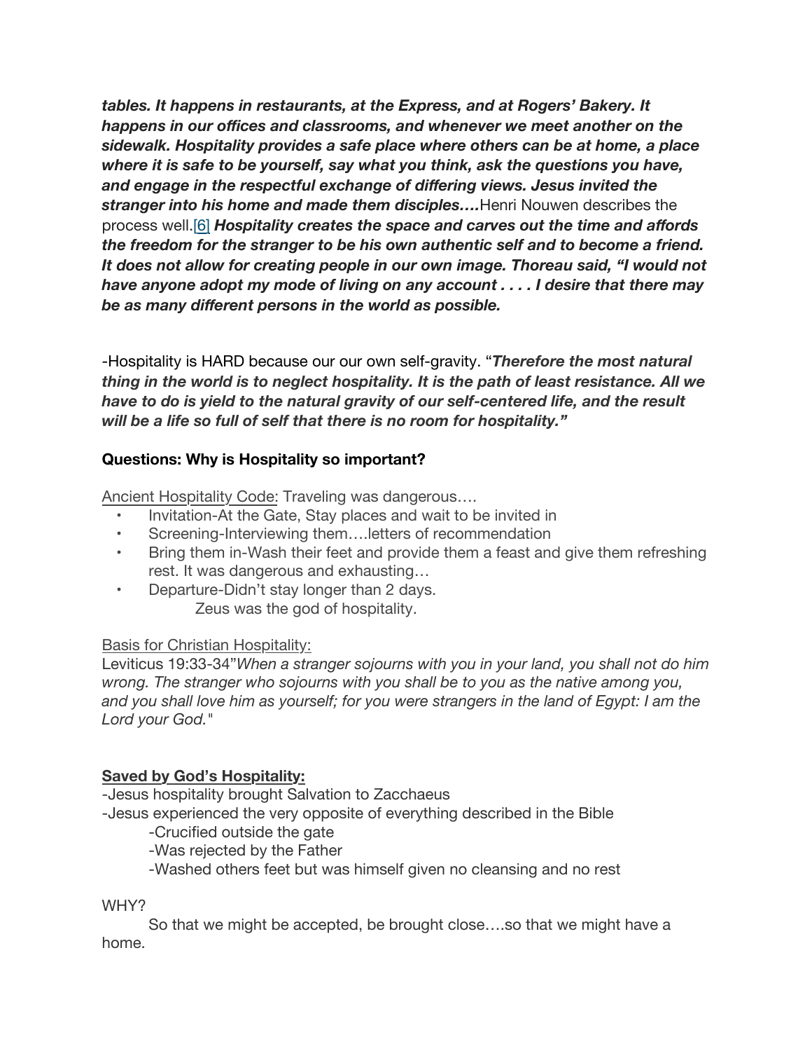***tables. It happens in restaurants, at the Express, and at Rogers' Bakery. It happens in our offices and classrooms, and whenever we meet another on the sidewalk. Hospitality provides a safe place where others can be at home, a place where it is safe to be yourself, say what you think, ask the questions you have, and engage in the respectful exchange of differing views. Jesus invited the stranger into his home and made them disciples….***Henri Nouwen describes the process well.[6] ***Hospitality creates the space and carves out the time and affords the freedom for the stranger to be his own authentic self and to become a friend. It does not allow for creating people in our own image. Thoreau said, "I would not have anyone adopt my mode of living on any account . . . . I desire that there may be as many different persons in the world as possible.***

-Hospitality is HARD because our our own self-gravity. "***Therefore the most natural thing in the world is to neglect hospitality. It is the path of least resistance. All we have to do is yield to the natural gravity of our self-centered life, and the result will be a life so full of self that there is no room for hospitality."***

**Questions: Why is Hospitality so important?**

<u>Ancient Hospitality Code:</u> Traveling was dangerous….

- Invitation-At the Gate, Stay places and wait to be invited in
- Screening-Interviewing them….letters of recommendation
- Bring them in-Wash their feet and provide them a feast and give them refreshing rest. It was dangerous and exhausting…
- Departure-Didn't stay longer than 2 days.

  Zeus was the god of hospitality.

<u>Basis for Christian Hospitality:</u>

Leviticus 19:33-34"*When a stranger sojourns with you in your land, you shall not do him wrong. The stranger who sojourns with you shall be to you as the native among you, and you shall love him as yourself; for you were strangers in the land of Egypt: I am the Lord your God.*"

**<u>Saved by God's Hospitality:</u>**

-Jesus hospitality brought Salvation to Zacchaeus

-Jesus experienced the very opposite of everything described in the Bible

  -Crucified outside the gate

  -Was rejected by the Father

  -Washed others feet but was himself given no cleansing and no rest

WHY?

  So that we might be accepted, be brought close….so that we might have a home.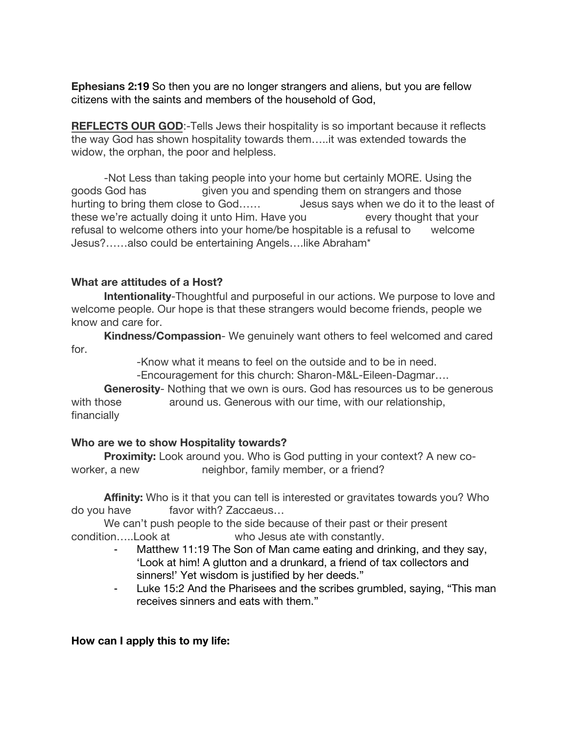**Ephesians 2:19** So then you are no longer strangers and aliens, but you are fellow citizens with the saints and members of the household of God,

**REFLECTS OUR GOD**:-Tells Jews their hospitality is so important because it reflects the way God has shown hospitality towards them…..it was extended towards the widow, the orphan, the poor and helpless.

-Not Less than taking people into your home but certainly MORE. Using the goods God has given you and spending them on strangers and those hurting to bring them close to God…… Jesus says when we do it to the least of these we're actually doing it unto Him. Have you every thought that your refusal to welcome others into your home/be hospitable is a refusal to welcome Jesus?……also could be entertaining Angels….like Abraham*

**What are attitudes of a Host?**

**Intentionality**-Thoughtful and purposeful in our actions. We purpose to love and welcome people. Our hope is that these strangers would become friends, people we know and care for.

**Kindness/Compassion**- We genuinely want others to feel welcomed and cared for.

-Know what it means to feel on the outside and to be in need.

-Encouragement for this church: Sharon-M&L-Eileen-Dagmar….

**Generosity**- Nothing that we own is ours. God has resources us to be generous with those around us. Generous with our time, with our relationship, financially

**Who are we to show Hospitality towards?**

**Proximity:** Look around you. Who is God putting in your context? A new co-worker, a new neighbor, family member, or a friend?

**Affinity:** Who is it that you can tell is interested or gravitates towards you? Who do you have favor with? Zaccaeus…

We can't push people to the side because of their past or their present condition…..Look at who Jesus ate with constantly.

- Matthew 11:19 The Son of Man came eating and drinking, and they say, 'Look at him! A glutton and a drunkard, a friend of tax collectors and sinners!' Yet wisdom is justified by her deeds."
- Luke 15:2 And the Pharisees and the scribes grumbled, saying, "This man receives sinners and eats with them."

**How can I apply this to my life:**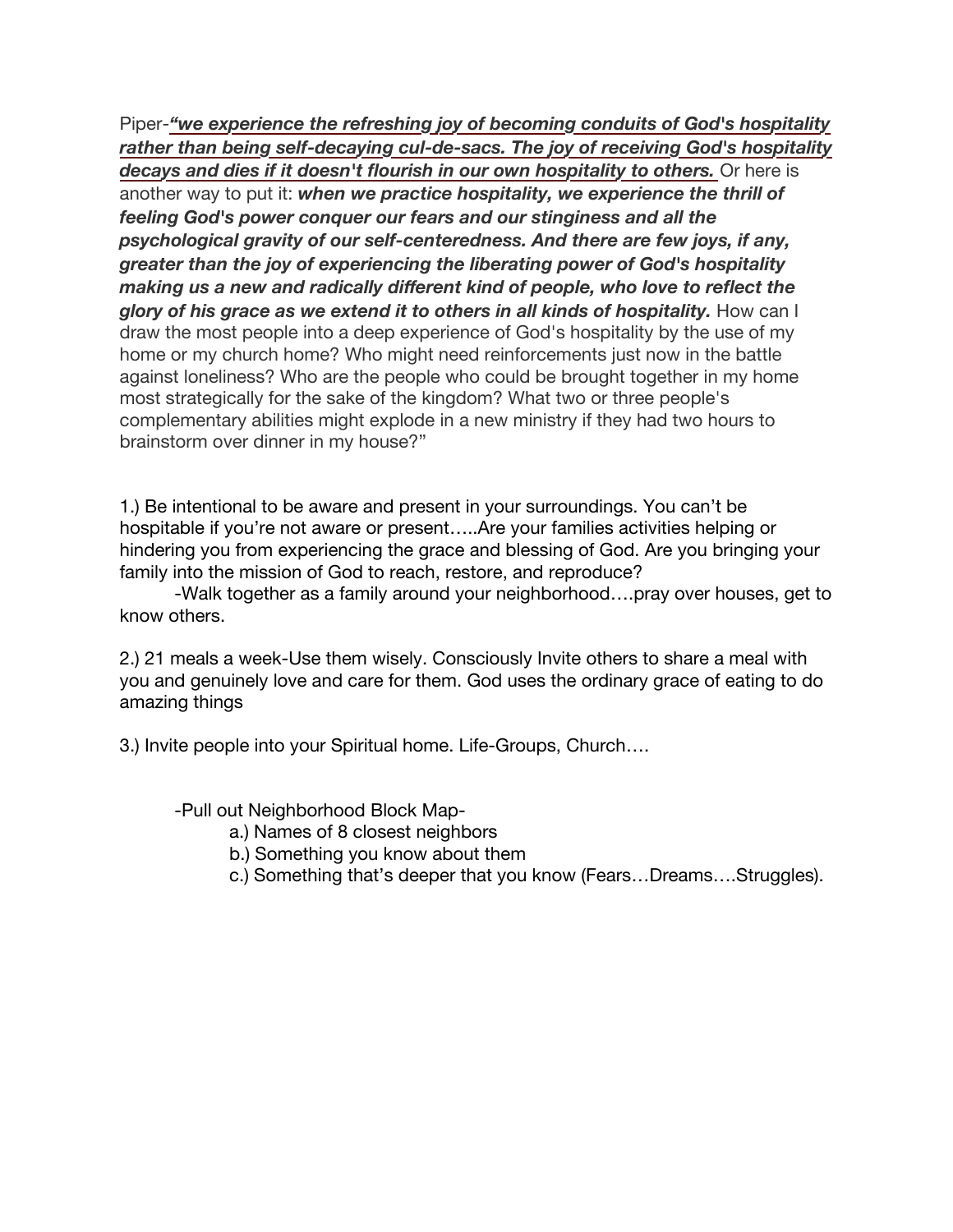Piper-***"we experience the refreshing joy of becoming conduits of God's hospitality rather than being self-decaying cul-de-sacs. The joy of receiving God's hospitality decays and dies if it doesn't flourish in our own hospitality to others.*** Or here is another way to put it: ***when we practice hospitality, we experience the thrill of feeling God's power conquer our fears and our stinginess and all the psychological gravity of our self-centeredness. And there are few joys, if any, greater than the joy of experiencing the liberating power of God's hospitality making us a new and radically different kind of people, who love to reflect the glory of his grace as we extend it to others in all kinds of hospitality.*** How can I draw the most people into a deep experience of God's hospitality by the use of my home or my church home? Who might need reinforcements just now in the battle against loneliness? Who are the people who could be brought together in my home most strategically for the sake of the kingdom? What two or three people's complementary abilities might explode in a new ministry if they had two hours to brainstorm over dinner in my house?"

1.) Be intentional to be aware and present in your surroundings. You can't be hospitable if you're not aware or present…..Are your families activities helping or hindering you from experiencing the grace and blessing of God. Are you bringing your family into the mission of God to reach, restore, and reproduce?

-Walk together as a family around your neighborhood….pray over houses, get to know others.

2.) 21 meals a week-Use them wisely. Consciously Invite others to share a meal with you and genuinely love and care for them. God uses the ordinary grace of eating to do amazing things

3.) Invite people into your Spiritual home. Life-Groups, Church….

-Pull out Neighborhood Block Map-

a.) Names of 8 closest neighbors

b.) Something you know about them

c.) Something that's deeper that you know (Fears…Dreams….Struggles).